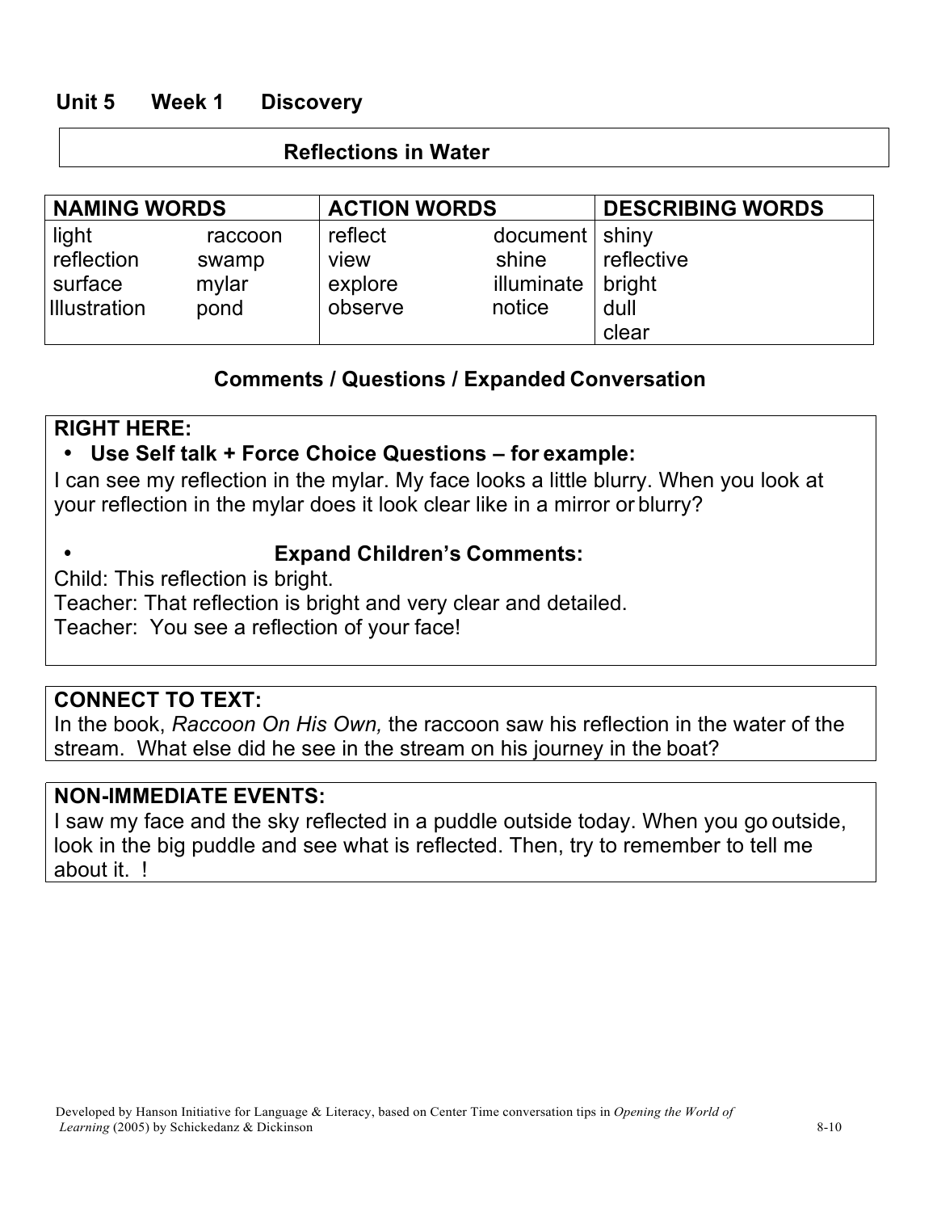## Unit 5 Week 1 Discovery

### Reflections in Water

| NAMING WORDS | | ACTION WORDS | | DESCRIBING WORDS |
|---|---|---|---|---|
| light | raccoon | reflect | document | shiny |
| reflection | swamp | view | shine | reflective |
| surface | mylar | explore | illuminate | bright |
| Illustration | pond | observe | notice | dull |
| | | | | clear |

### Comments / Questions / Expanded Conversation

**RIGHT HERE:**

- **Use Self talk + Force Choice Questions – for example:**

I can see my reflection in the mylar. My face looks a little blurry. When you look at your reflection in the mylar does it look clear like in a mirror or blurry?

- **Expand Children's Comments:**

Child: This reflection is bright.
Teacher: That reflection is bright and very clear and detailed.
Teacher: You see a reflection of your face!

**CONNECT TO TEXT:**
In the book, *Raccoon On His Own,* the raccoon saw his reflection in the water of the stream. What else did he see in the stream on his journey in the boat?

**NON-IMMEDIATE EVENTS:**
I saw my face and the sky reflected in a puddle outside today. When you go outside, look in the big puddle and see what is reflected. Then, try to remember to tell me about it. !

Developed by Hanson Initiative for Language & Literacy, based on Center Time conversation tips in *Opening the World of Learning* (2005) by Schickedanz & Dickinson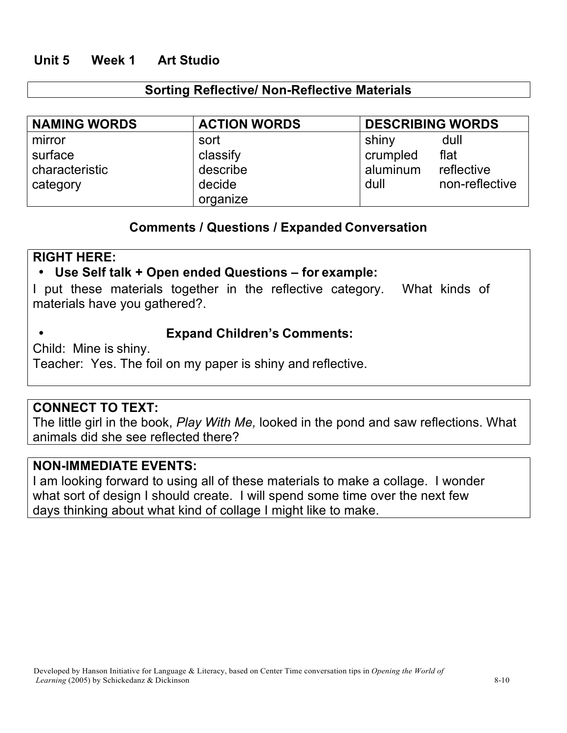## Unit 5 Week 1 Art Studio

### Sorting Reflective/ Non-Reflective Materials

| NAMING WORDS | ACTION WORDS | DESCRIBING WORDS | |
|---|---|---|---|
| mirror | sort | shiny | dull |
| surface | classify | crumpled | flat |
| characteristic | describe | aluminum | reflective |
| category | decide | dull | non-reflective |
| | organize | | |

### Comments / Questions / Expanded Conversation

**RIGHT HERE:**

- **Use Self talk + Open ended Questions – for example:**

I put these materials together in the reflective category. What kinds of materials have you gathered?.

- **Expand Children's Comments:**

Child: Mine is shiny.
Teacher: Yes. The foil on my paper is shiny and reflective.

**CONNECT TO TEXT:**
The little girl in the book, *Play With Me,* looked in the pond and saw reflections. What animals did she see reflected there?

**NON-IMMEDIATE EVENTS:**
I am looking forward to using all of these materials to make a collage. I wonder what sort of design I should create. I will spend some time over the next few days thinking about what kind of collage I might like to make.

Developed by Hanson Initiative for Language & Literacy, based on Center Time conversation tips in *Opening the World of Learning* (2005) by Schickedanz & Dickinson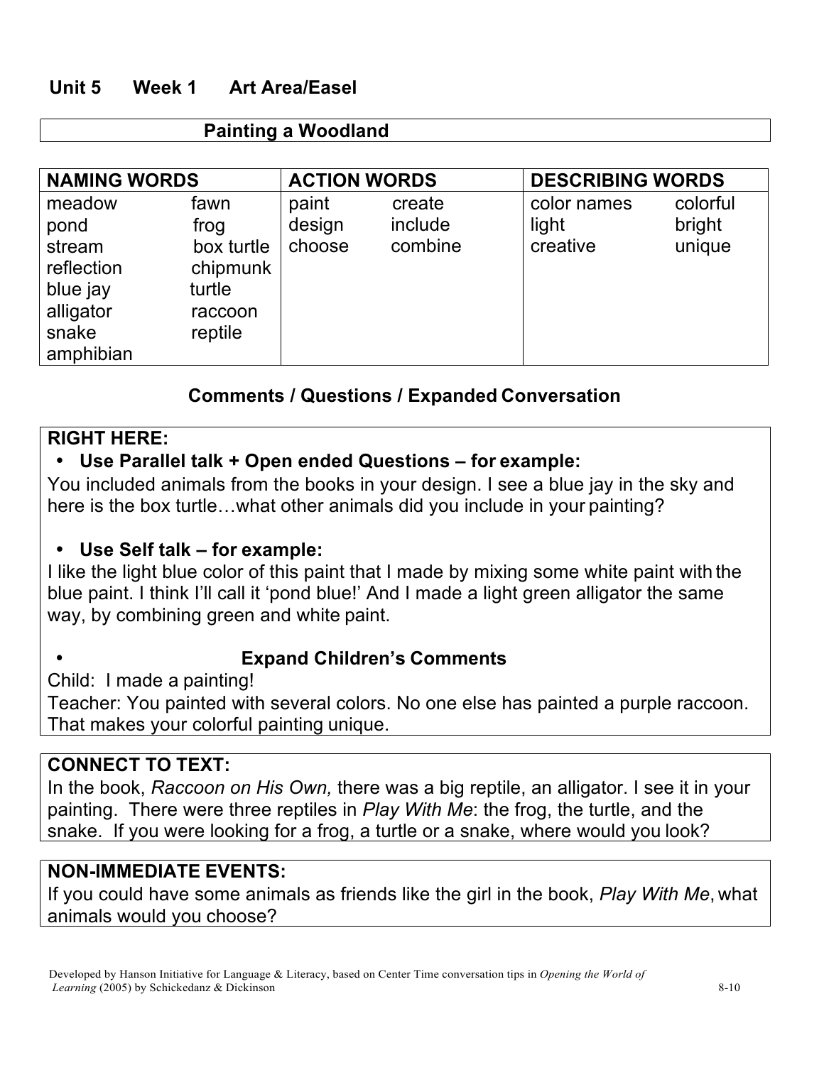## Unit 5 Week 1 Art Area/Easel

### Painting a Woodland

| NAMING WORDS | | ACTION WORDS | | DESCRIBING WORDS | |
|---|---|---|---|---|---|
| meadow | fawn | paint | create | color names | colorful |
| pond | frog | design | include | light | bright |
| stream | box turtle | choose | combine | creative | unique |
| reflection | chipmunk | | | | |
| blue jay | turtle | | | | |
| alligator | raccoon | | | | |
| snake | reptile | | | | |
| amphibian | | | | | |

### Comments / Questions / Expanded Conversation

**RIGHT HERE:**

- **Use Parallel talk + Open ended Questions – for example:**

You included animals from the books in your design. I see a blue jay in the sky and here is the box turtle…what other animals did you include in your painting?

- **Use Self talk – for example:**

I like the light blue color of this paint that I made by mixing some white paint with the blue paint. I think I'll call it 'pond blue!' And I made a light green alligator the same way, by combining green and white paint.

- **Expand Children's Comments**

Child: I made a painting!
Teacher: You painted with several colors. No one else has painted a purple raccoon. That makes your colorful painting unique.

**CONNECT TO TEXT:**
In the book, *Raccoon on His Own,* there was a big reptile, an alligator. I see it in your painting. There were three reptiles in *Play With Me*: the frog, the turtle, and the snake. If you were looking for a frog, a turtle or a snake, where would you look?

**NON-IMMEDIATE EVENTS:**
If you could have some animals as friends like the girl in the book, *Play With Me*, what animals would you choose?

Developed by Hanson Initiative for Language & Literacy, based on Center Time conversation tips in *Opening the World of Learning* (2005) by Schickedanz & Dickinson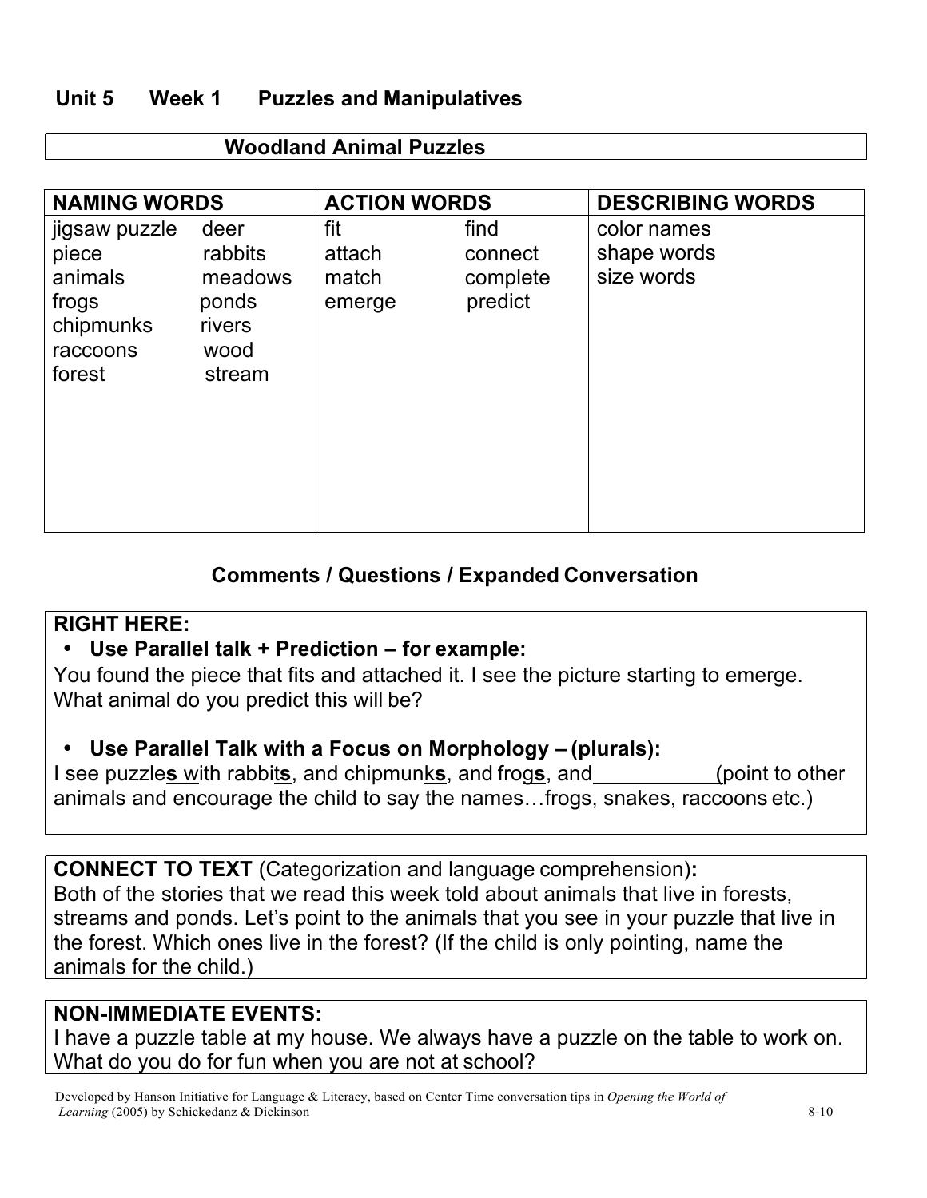## Unit 5 Week 1 Puzzles and Manipulatives

### Woodland Animal Puzzles

| NAMING WORDS | | ACTION WORDS | | DESCRIBING WORDS |
|---|---|---|---|---|
| jigsaw puzzle | deer | fit | find | color names |
| piece | rabbits | attach | connect | shape words |
| animals | meadows | match | complete | size words |
| frogs | ponds | emerge | predict | |
| chipmunks | rivers | | | |
| raccoons | wood | | | |
| forest | stream | | | |

### Comments / Questions / Expanded Conversation

**RIGHT HERE:**

- **Use Parallel talk + Prediction – for example:**

You found the piece that fits and attached it. I see the picture starting to emerge. What animal do you predict this will be?

- **Use Parallel Talk with a Focus on Morphology – (plurals):**

I see puzzle**s** with rabbit**s**, and chipmunk**s**, and frog**s**, and __________(point to other animals and encourage the child to say the names…frogs, snakes, raccoons etc.)

**CONNECT TO TEXT** (Categorization and language comprehension)**:**
Both of the stories that we read this week told about animals that live in forests, streams and ponds. Let's point to the animals that you see in your puzzle that live in the forest. Which ones live in the forest? (If the child is only pointing, name the animals for the child.)

**NON-IMMEDIATE EVENTS:**
I have a puzzle table at my house. We always have a puzzle on the table to work on. What do you do for fun when you are not at school?

Developed by Hanson Initiative for Language & Literacy, based on Center Time conversation tips in *Opening the World of Learning* (2005) by Schickedanz & Dickinson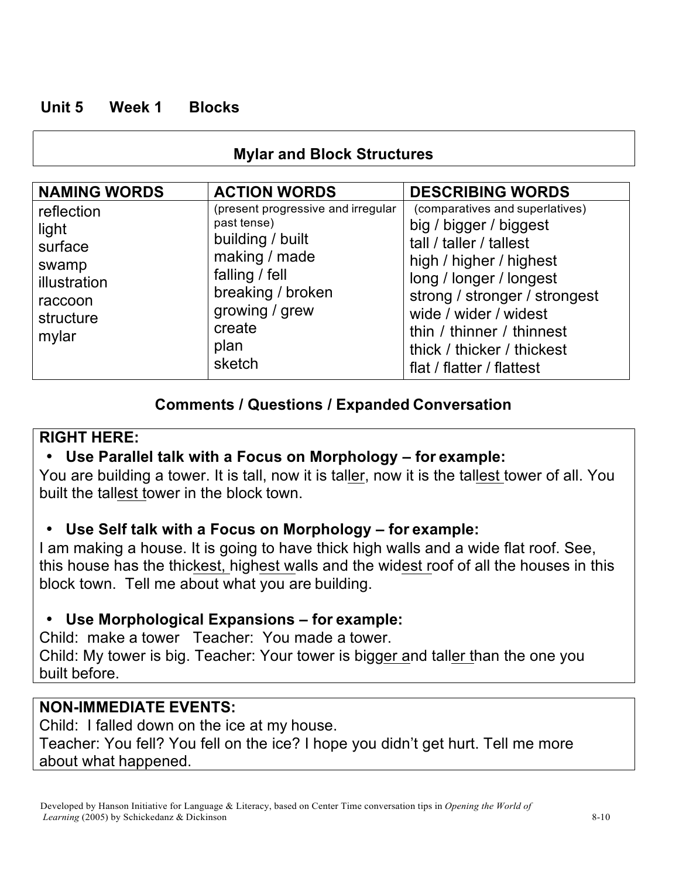## Unit 5 Week 1 Blocks

### Mylar and Block Structures

| NAMING WORDS | ACTION WORDS | DESCRIBING WORDS |
|---|---|---|
| | (present progressive and irregular past tense) | (comparatives and superlatives) |
| reflection | building / built | big / bigger / biggest |
| light | making / made | tall / taller / tallest |
| surface | falling / fell | high / higher / highest |
| swamp | breaking / broken | long / longer / longest |
| illustration | growing / grew | strong / stronger / strongest |
| raccoon | create | wide / wider / widest |
| structure | plan | thin / thinner / thinnest |
| mylar | sketch | thick / thicker / thickest |
| | | flat / flatter / flattest |

### Comments / Questions / Expanded Conversation

**RIGHT HERE:**

- **Use Parallel talk with a Focus on Morphology – for example:**

You are building a tower. It is tall, now it is taller, now it is the tallest tower of all. You built the tallest tower in the block town.

- **Use Self talk with a Focus on Morphology – for example:**

I am making a house. It is going to have thick high walls and a wide flat roof. See, this house has the thickest, highest walls and the widest roof of all the houses in this block town. Tell me about what you are building.

- **Use Morphological Expansions – for example:**

Child: make a tower Teacher: You made a tower.
Child: My tower is big. Teacher: Your tower is bigger and taller than the one you built before.

**NON-IMMEDIATE EVENTS:**

Child: I falled down on the ice at my house.
Teacher: You fell? You fell on the ice? I hope you didn't get hurt. Tell me more about what happened.

Developed by Hanson Initiative for Language & Literacy, based on Center Time conversation tips in *Opening the World of Learning* (2005) by Schickedanz & Dickinson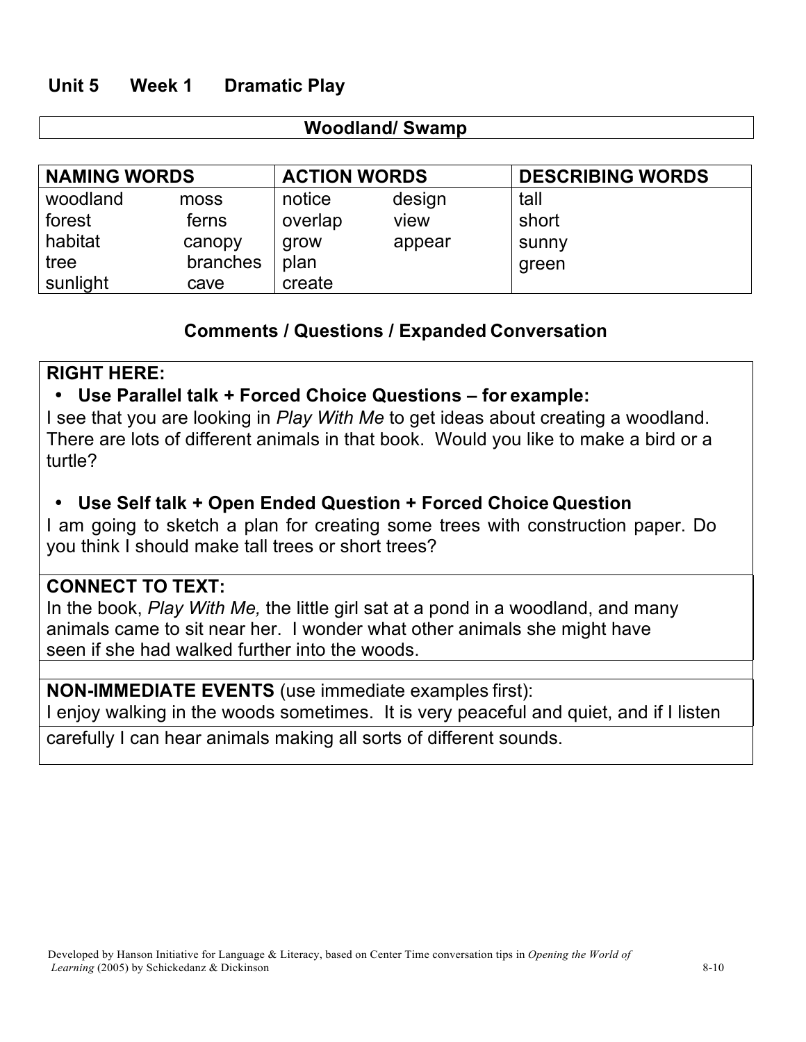**Unit 5 Week 1 Dramatic Play**

**Woodland/ Swamp**

| NAMING WORDS | | ACTION WORDS | | DESCRIBING WORDS |
|---|---|---|---|---|
| woodland | moss | notice | design | tall |
| forest | ferns | overlap | view | short |
| habitat | canopy | grow | appear | sunny |
| tree | branches | plan | | green |
| sunlight | cave | create | | |

**Comments / Questions / Expanded Conversation**

**RIGHT HERE:**

- **Use Parallel talk + Forced Choice Questions – for example:**

I see that you are looking in *Play With Me* to get ideas about creating a woodland. There are lots of different animals in that book. Would you like to make a bird or a turtle?

- **Use Self talk + Open Ended Question + Forced Choice Question**

I am going to sketch a plan for creating some trees with construction paper. Do you think I should make tall trees or short trees?

**CONNECT TO TEXT:**

In the book, *Play With Me,* the little girl sat at a pond in a woodland, and many animals came to sit near her. I wonder what other animals she might have seen if she had walked further into the woods.

**NON-IMMEDIATE EVENTS** (use immediate examples first):

I enjoy walking in the woods sometimes. It is very peaceful and quiet, and if I listen carefully I can hear animals making all sorts of different sounds.

Developed by Hanson Initiative for Language & Literacy, based on Center Time conversation tips in *Opening the World of Learning* (2005) by Schickedanz & Dickinson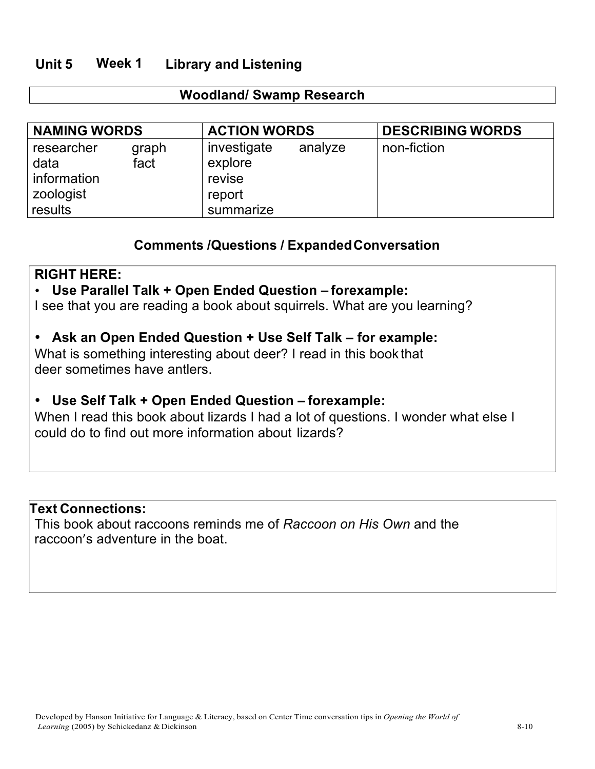**Unit 5 Week 1 Library and Listening**

**Woodland/ Swamp Research**

| NAMING WORDS | | ACTION WORDS | | DESCRIBING WORDS |
|---|---|---|---|---|
| researcher | graph | investigate | analyze | non-fiction |
| data | fact | explore | | |
| information | | revise | | |
| zoologist | | report | | |
| results | | summarize | | |

**Comments /Questions / Expanded Conversation**

**RIGHT HERE:**

- **Use Parallel Talk + Open Ended Question – forexample:**
I see that you are reading a book about squirrels. What are you learning?

- **Ask an Open Ended Question + Use Self Talk – for example:**
What is something interesting about deer? I read in this book that deer sometimes have antlers.

- **Use Self Talk + Open Ended Question – forexample:**
When I read this book about lizards I had a lot of questions. I wonder what else I could do to find out more information about lizards?

**Text Connections:**

This book about raccoons reminds me of *Raccoon on His Own* and the raccoon's adventure in the boat.

Developed by Hanson Initiative for Language & Literacy, based on Center Time conversation tips in *Opening the World of Learning* (2005) by Schickedanz & Dickinson